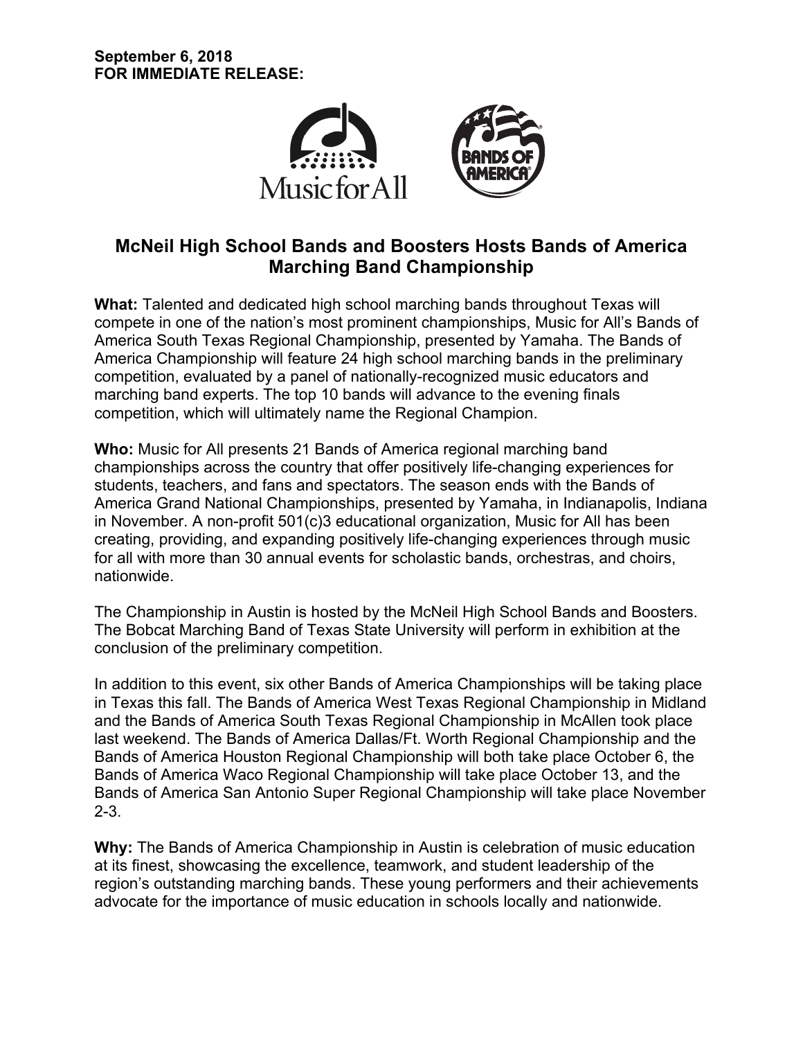**September 6, 2018**
**FOR IMMEDIATE RELEASE:**

# McNeil High School Bands and Boosters Hosts Bands of America Marching Band Championship

**What:** Talented and dedicated high school marching bands throughout Texas will compete in one of the nation's most prominent championships, Music for All's Bands of America South Texas Regional Championship, presented by Yamaha. The Bands of America Championship will feature 24 high school marching bands in the preliminary competition, evaluated by a panel of nationally-recognized music educators and marching band experts. The top 10 bands will advance to the evening finals competition, which will ultimately name the Regional Champion.

**Who:** Music for All presents 21 Bands of America regional marching band championships across the country that offer positively life-changing experiences for students, teachers, and fans and spectators. The season ends with the Bands of America Grand National Championships, presented by Yamaha, in Indianapolis, Indiana in November. A non-profit 501(c)3 educational organization, Music for All has been creating, providing, and expanding positively life-changing experiences through music for all with more than 30 annual events for scholastic bands, orchestras, and choirs, nationwide.

The Championship in Austin is hosted by the McNeil High School Bands and Boosters. The Bobcat Marching Band of Texas State University will perform in exhibition at the conclusion of the preliminary competition.

In addition to this event, six other Bands of America Championships will be taking place in Texas this fall. The Bands of America West Texas Regional Championship in Midland and the Bands of America South Texas Regional Championship in McAllen took place last weekend. The Bands of America Dallas/Ft. Worth Regional Championship and the Bands of America Houston Regional Championship will both take place October 6, the Bands of America Waco Regional Championship will take place October 13, and the Bands of America San Antonio Super Regional Championship will take place November 2-3.

**Why:** The Bands of America Championship in Austin is celebration of music education at its finest, showcasing the excellence, teamwork, and student leadership of the region's outstanding marching bands. These young performers and their achievements advocate for the importance of music education in schools locally and nationwide.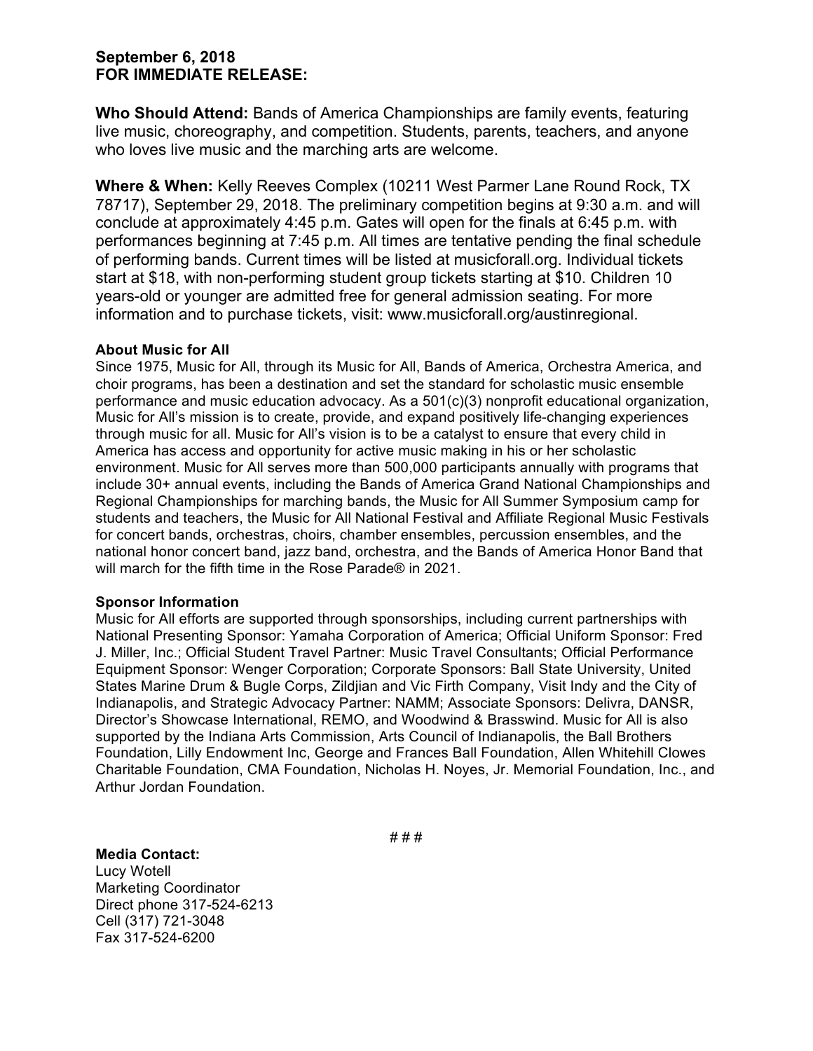**September 6, 2018**
**FOR IMMEDIATE RELEASE:**

**Who Should Attend:** Bands of America Championships are family events, featuring live music, choreography, and competition. Students, parents, teachers, and anyone who loves live music and the marching arts are welcome.

**Where & When:** Kelly Reeves Complex (10211 West Parmer Lane Round Rock, TX 78717), September 29, 2018. The preliminary competition begins at 9:30 a.m. and will conclude at approximately 4:45 p.m. Gates will open for the finals at 6:45 p.m. with performances beginning at 7:45 p.m. All times are tentative pending the final schedule of performing bands. Current times will be listed at musicforall.org. Individual tickets start at $18, with non-performing student group tickets starting at $10. Children 10 years-old or younger are admitted free for general admission seating. For more information and to purchase tickets, visit: www.musicforall.org/austinregional.

**About Music for All**

Since 1975, Music for All, through its Music for All, Bands of America, Orchestra America, and choir programs, has been a destination and set the standard for scholastic music ensemble performance and music education advocacy. As a 501(c)(3) nonprofit educational organization, Music for All's mission is to create, provide, and expand positively life-changing experiences through music for all. Music for All's vision is to be a catalyst to ensure that every child in America has access and opportunity for active music making in his or her scholastic environment. Music for All serves more than 500,000 participants annually with programs that include 30+ annual events, including the Bands of America Grand National Championships and Regional Championships for marching bands, the Music for All Summer Symposium camp for students and teachers, the Music for All National Festival and Affiliate Regional Music Festivals for concert bands, orchestras, choirs, chamber ensembles, percussion ensembles, and the national honor concert band, jazz band, orchestra, and the Bands of America Honor Band that will march for the fifth time in the Rose Parade® in 2021.

**Sponsor Information**

Music for All efforts are supported through sponsorships, including current partnerships with National Presenting Sponsor: Yamaha Corporation of America; Official Uniform Sponsor: Fred J. Miller, Inc.; Official Student Travel Partner: Music Travel Consultants; Official Performance Equipment Sponsor: Wenger Corporation; Corporate Sponsors: Ball State University, United States Marine Drum & Bugle Corps, Zildjian and Vic Firth Company, Visit Indy and the City of Indianapolis, and Strategic Advocacy Partner: NAMM; Associate Sponsors: Delivra, DANSR, Director's Showcase International, REMO, and Woodwind & Brasswind. Music for All is also supported by the Indiana Arts Commission, Arts Council of Indianapolis, the Ball Brothers Foundation, Lilly Endowment Inc, George and Frances Ball Foundation, Allen Whitehill Clowes Charitable Foundation, CMA Foundation, Nicholas H. Noyes, Jr. Memorial Foundation, Inc., and Arthur Jordan Foundation.

# # #

**Media Contact:**
Lucy Wotell
Marketing Coordinator
Direct phone 317-524-6213
Cell (317) 721-3048
Fax 317-524-6200